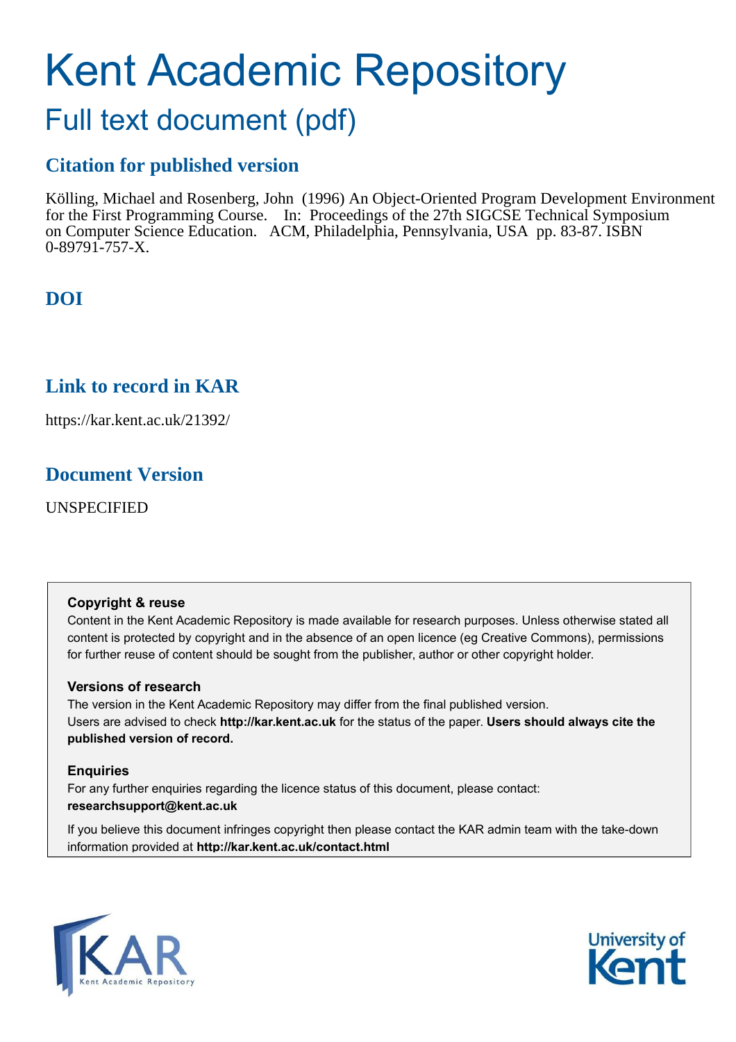# Kent Academic Repository

## Full text document (pdf)

## Citation for published version

Kölling, Michael and Rosenberg, John (1996) An Object-Oriented Program Development Environment for the First Programming Course. In: Proceedings of the 27th SIGCSE Technical Symposium on Computer Science Education. ACM, Philadelphia, Pennsylvania, USA pp. 83-87. ISBN 0-89791-757-X.

## DOI

## Link to record in KAR

https://kar.kent.ac.uk/21392/

## Document Version

UNSPECIFIED

**Copyright & reuse**

Content in the Kent Academic Repository is made available for research purposes. Unless otherwise stated all content is protected by copyright and in the absence of an open licence (eg Creative Commons), permissions for further reuse of content should be sought from the publisher, author or other copyright holder.

**Versions of research**

The version in the Kent Academic Repository may differ from the final published version. Users are advised to check **http://kar.kent.ac.uk** for the status of the paper. **Users should always cite the published version of record.**

**Enquiries**

For any further enquiries regarding the licence status of this document, please contact: **researchsupport@kent.ac.uk**

If you believe this document infringes copyright then please contact the KAR admin team with the take-down information provided at **http://kar.kent.ac.uk/contact.html**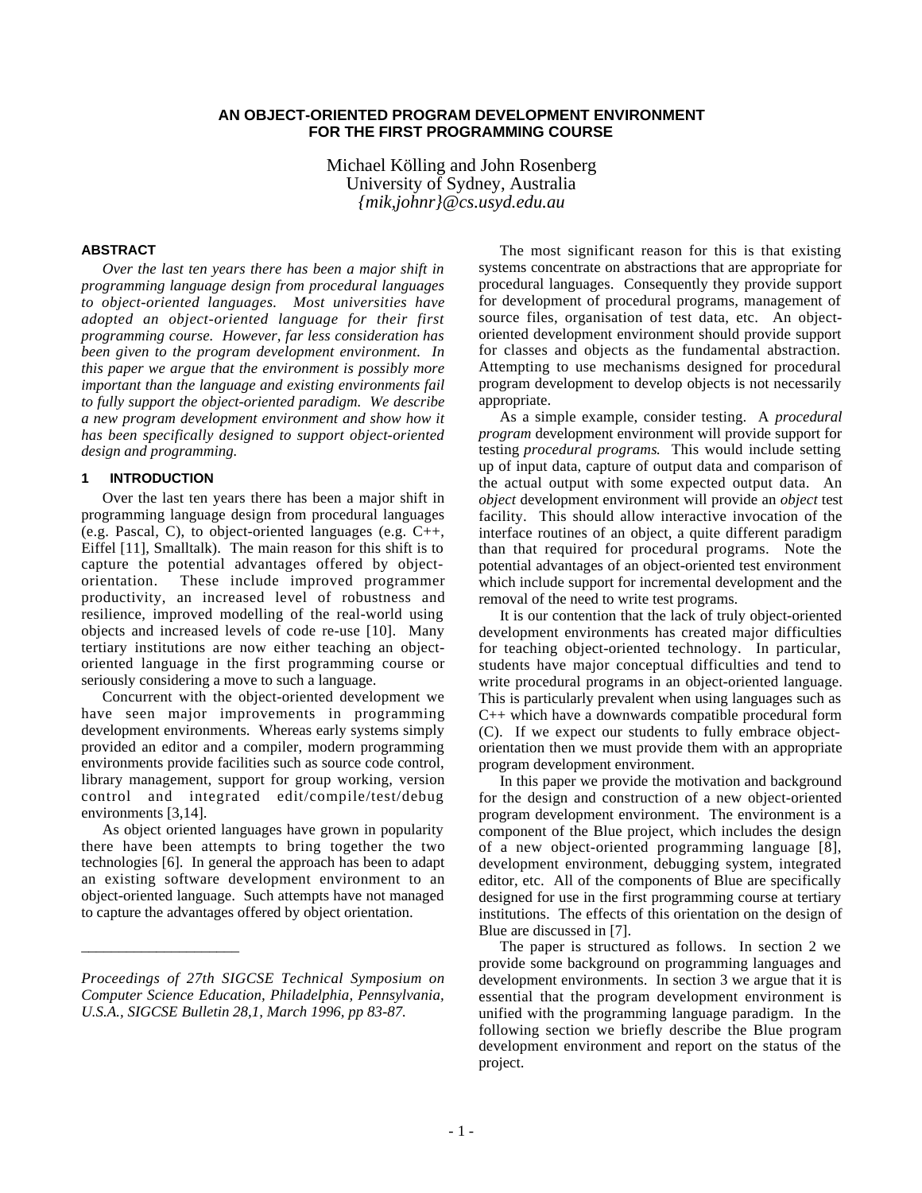**AN OBJECT-ORIENTED PROGRAM DEVELOPMENT ENVIRONMENT FOR THE FIRST PROGRAMMING COURSE**

Michael Kölling and John Rosenberg
University of Sydney, Australia
*{mik,johnr}@cs.usyd.edu.au*

## ABSTRACT

*Over the last ten years there has been a major shift in programming language design from procedural languages to object-oriented languages. Most universities have adopted an object-oriented language for their first programming course. However, far less consideration has been given to the program development environment. In this paper we argue that the environment is possibly more important than the language and existing environments fail to fully support the object-oriented paradigm. We describe a new program development environment and show how it has been specifically designed to support object-oriented design and programming.*

## 1 INTRODUCTION

Over the last ten years there has been a major shift in programming language design from procedural languages (e.g. Pascal, C), to object-oriented languages (e.g. C++, Eiffel [11], Smalltalk). The main reason for this shift is to capture the potential advantages offered by object-orientation. These include improved programmer productivity, an increased level of robustness and resilience, improved modelling of the real-world using objects and increased levels of code re-use [10]. Many tertiary institutions are now either teaching an object-oriented language in the first programming course or seriously considering a move to such a language.

Concurrent with the object-oriented development we have seen major improvements in programming development environments. Whereas early systems simply provided an editor and a compiler, modern programming environments provide facilities such as source code control, library management, support for group working, version control and integrated edit/compile/test/debug environments [3,14].

As object oriented languages have grown in popularity there have been attempts to bring together the two technologies [6]. In general the approach has been to adapt an existing software development environment to an object-oriented language. Such attempts have not managed to capture the advantages offered by object orientation.

*Proceedings of 27th SIGCSE Technical Symposium on Computer Science Education, Philadelphia, Pennsylvania, U.S.A., SIGCSE Bulletin 28,1, March 1996, pp 83-87.*

The most significant reason for this is that existing systems concentrate on abstractions that are appropriate for procedural languages. Consequently they provide support for development of procedural programs, management of source files, organisation of test data, etc. An object-oriented development environment should provide support for classes and objects as the fundamental abstraction. Attempting to use mechanisms designed for procedural program development to develop objects is not necessarily appropriate.

As a simple example, consider testing. A *procedural program* development environment will provide support for testing *procedural programs*. This would include setting up of input data, capture of output data and comparison of the actual output with some expected output data. An *object* development environment will provide an *object* test facility. This should allow interactive invocation of the interface routines of an object, a quite different paradigm than that required for procedural programs. Note the potential advantages of an object-oriented test environment which include support for incremental development and the removal of the need to write test programs.

It is our contention that the lack of truly object-oriented development environments has created major difficulties for teaching object-oriented technology. In particular, students have major conceptual difficulties and tend to write procedural programs in an object-oriented language. This is particularly prevalent when using languages such as C++ which have a downwards compatible procedural form (C). If we expect our students to fully embrace object-orientation then we must provide them with an appropriate program development environment.

In this paper we provide the motivation and background for the design and construction of a new object-oriented program development environment. The environment is a component of the Blue project, which includes the design of a new object-oriented programming language [8], development environment, debugging system, integrated editor, etc. All of the components of Blue are specifically designed for use in the first programming course at tertiary institutions. The effects of this orientation on the design of Blue are discussed in [7].

The paper is structured as follows. In section 2 we provide some background on programming languages and development environments. In section 3 we argue that it is essential that the program development environment is unified with the programming language paradigm. In the following section we briefly describe the Blue program development environment and report on the status of the project.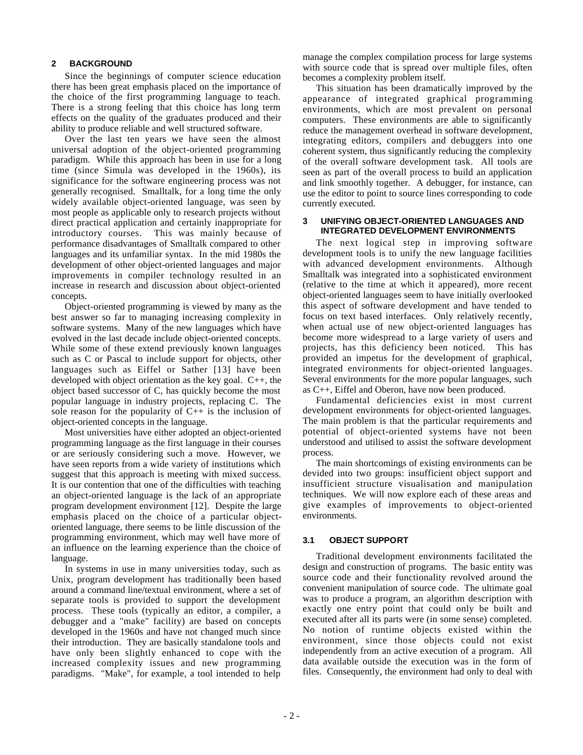## 2 BACKGROUND

Since the beginnings of computer science education there has been great emphasis placed on the importance of the choice of the first programming language to teach. There is a strong feeling that this choice has long term effects on the quality of the graduates produced and their ability to produce reliable and well structured software.

Over the last ten years we have seen the almost universal adoption of the object-oriented programming paradigm. While this approach has been in use for a long time (since Simula was developed in the 1960s), its significance for the software engineering process was not generally recognised. Smalltalk, for a long time the only widely available object-oriented language, was seen by most people as applicable only to research projects without direct practical application and certainly inappropriate for introductory courses. This was mainly because of performance disadvantages of Smalltalk compared to other languages and its unfamiliar syntax. In the mid 1980s the development of other object-oriented languages and major improvements in compiler technology resulted in an increase in research and discussion about object-oriented concepts.

Object-oriented programming is viewed by many as the best answer so far to managing increasing complexity in software systems. Many of the new languages which have evolved in the last decade include object-oriented concepts. While some of these extend previously known languages such as C or Pascal to include support for objects, other languages such as Eiffel or Sather [13] have been developed with object orientation as the key goal. C++, the object based successor of C, has quickly become the most popular language in industry projects, replacing C. The sole reason for the popularity of C++ is the inclusion of object-oriented concepts in the language.

Most universities have either adopted an object-oriented programming language as the first language in their courses or are seriously considering such a move. However, we have seen reports from a wide variety of institutions which suggest that this approach is meeting with mixed success. It is our contention that one of the difficulties with teaching an object-oriented language is the lack of an appropriate program development environment [12]. Despite the large emphasis placed on the choice of a particular object-oriented language, there seems to be little discussion of the programming environment, which may well have more of an influence on the learning experience than the choice of language.

In systems in use in many universities today, such as Unix, program development has traditionally been based around a command line/textual environment, where a set of separate tools is provided to support the development process. These tools (typically an editor, a compiler, a debugger and a "make" facility) are based on concepts developed in the 1960s and have not changed much since their introduction. They are basically standalone tools and have only been slightly enhanced to cope with the increased complexity issues and new programming paradigms. "Make", for example, a tool intended to help manage the complex compilation process for large systems with source code that is spread over multiple files, often becomes a complexity problem itself.

This situation has been dramatically improved by the appearance of integrated graphical programming environments, which are most prevalent on personal computers. These environments are able to significantly reduce the management overhead in software development, integrating editors, compilers and debuggers into one coherent system, thus significantly reducing the complexity of the overall software development task. All tools are seen as part of the overall process to build an application and link smoothly together. A debugger, for instance, can use the editor to point to source lines corresponding to code currently executed.

## 3 UNIFYING OBJECT-ORIENTED LANGUAGES AND INTEGRATED DEVELOPMENT ENVIRONMENTS

The next logical step in improving software development tools is to unify the new language facilities with advanced development environments. Although Smalltalk was integrated into a sophisticated environment (relative to the time at which it appeared), more recent object-oriented languages seem to have initially overlooked this aspect of software development and have tended to focus on text based interfaces. Only relatively recently, when actual use of new object-oriented languages has become more widespread to a large variety of users and projects, has this deficiency been noticed. This has provided an impetus for the development of graphical, integrated environments for object-oriented languages. Several environments for the more popular languages, such as C++, Eiffel and Oberon, have now been produced.

Fundamental deficiencies exist in most current development environments for object-oriented languages. The main problem is that the particular requirements and potential of object-oriented systems have not been understood and utilised to assist the software development process.

The main shortcomings of existing environments can be devided into two groups: insufficient object support and insufficient structure visualisation and manipulation techniques. We will now explore each of these areas and give examples of improvements to object-oriented environments.

### 3.1 OBJECT SUPPORT

Traditional development environments facilitated the design and construction of programs. The basic entity was source code and their functionality revolved around the convenient manipulation of source code. The ultimate goal was to produce a program, an algorithm description with exactly one entry point that could only be built and executed after all its parts were (in some sense) completed. No notion of runtime objects existed within the environment, since those objects could not exist independently from an active execution of a program. All data available outside the execution was in the form of files. Consequently, the environment had only to deal with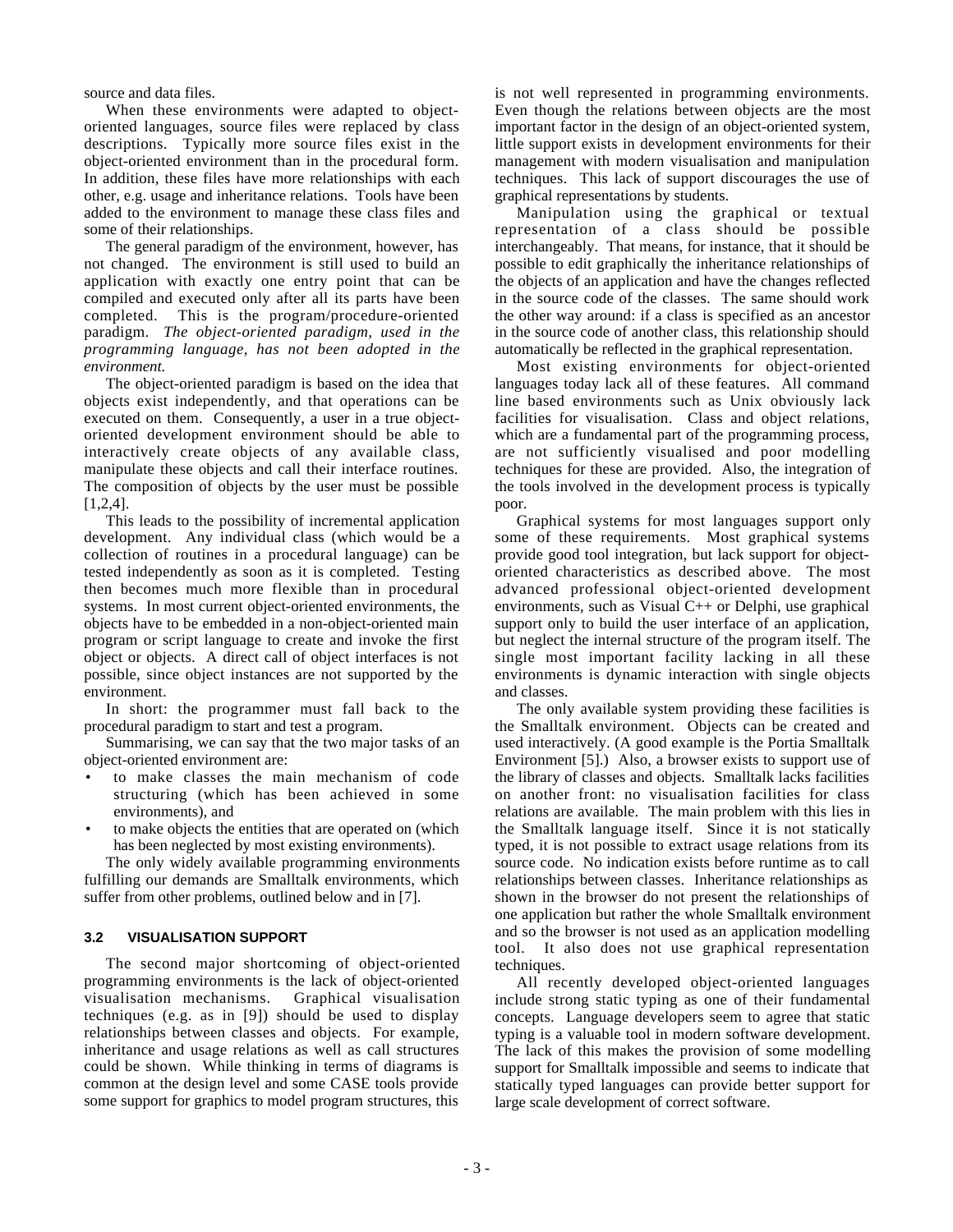source and data files.

When these environments were adapted to object-oriented languages, source files were replaced by class descriptions. Typically more source files exist in the object-oriented environment than in the procedural form. In addition, these files have more relationships with each other, e.g. usage and inheritance relations. Tools have been added to the environment to manage these class files and some of their relationships.

The general paradigm of the environment, however, has not changed. The environment is still used to build an application with exactly one entry point that can be compiled and executed only after all its parts have been completed. This is the program/procedure-oriented paradigm. *The object-oriented paradigm, used in the programming language, has not been adopted in the environment.*

The object-oriented paradigm is based on the idea that objects exist independently, and that operations can be executed on them. Consequently, a user in a true object-oriented development environment should be able to interactively create objects of any available class, manipulate these objects and call their interface routines. The composition of objects by the user must be possible [1,2,4].

This leads to the possibility of incremental application development. Any individual class (which would be a collection of routines in a procedural language) can be tested independently as soon as it is completed. Testing then becomes much more flexible than in procedural systems. In most current object-oriented environments, the objects have to be embedded in a non-object-oriented main program or script language to create and invoke the first object or objects. A direct call of object interfaces is not possible, since object instances are not supported by the environment.

In short: the programmer must fall back to the procedural paradigm to start and test a program.

Summarising, we can say that the two major tasks of an object-oriented environment are:

- to make classes the main mechanism of code structuring (which has been achieved in some environments), and
- to make objects the entities that are operated on (which has been neglected by most existing environments).

The only widely available programming environments fulfilling our demands are Smalltalk environments, which suffer from other problems, outlined below and in [7].

### 3.2 VISUALISATION SUPPORT

The second major shortcoming of object-oriented programming environments is the lack of object-oriented visualisation mechanisms. Graphical visualisation techniques (e.g. as in [9]) should be used to display relationships between classes and objects. For example, inheritance and usage relations as well as call structures could be shown. While thinking in terms of diagrams is common at the design level and some CASE tools provide some support for graphics to model program structures, this is not well represented in programming environments. Even though the relations between objects are the most important factor in the design of an object-oriented system, little support exists in development environments for their management with modern visualisation and manipulation techniques. This lack of support discourages the use of graphical representations by students.

Manipulation using the graphical or textual representation of a class should be possible interchangeably. That means, for instance, that it should be possible to edit graphically the inheritance relationships of the objects of an application and have the changes reflected in the source code of the classes. The same should work the other way around: if a class is specified as an ancestor in the source code of another class, this relationship should automatically be reflected in the graphical representation.

Most existing environments for object-oriented languages today lack all of these features. All command line based environments such as Unix obviously lack facilities for visualisation. Class and object relations, which are a fundamental part of the programming process, are not sufficiently visualised and poor modelling techniques for these are provided. Also, the integration of the tools involved in the development process is typically poor.

Graphical systems for most languages support only some of these requirements. Most graphical systems provide good tool integration, but lack support for object-oriented characteristics as described above. The most advanced professional object-oriented development environments, such as Visual C++ or Delphi, use graphical support only to build the user interface of an application, but neglect the internal structure of the program itself. The single most important facility lacking in all these environments is dynamic interaction with single objects and classes.

The only available system providing these facilities is the Smalltalk environment. Objects can be created and used interactively. (A good example is the Portia Smalltalk Environment [5].) Also, a browser exists to support use of the library of classes and objects. Smalltalk lacks facilities on another front: no visualisation facilities for class relations are available. The main problem with this lies in the Smalltalk language itself. Since it is not statically typed, it is not possible to extract usage relations from its source code. No indication exists before runtime as to call relationships between classes. Inheritance relationships as shown in the browser do not present the relationships of one application but rather the whole Smalltalk environment and so the browser is not used as an application modelling tool. It also does not use graphical representation techniques.

All recently developed object-oriented languages include strong static typing as one of their fundamental concepts. Language developers seem to agree that static typing is a valuable tool in modern software development. The lack of this makes the provision of some modelling support for Smalltalk impossible and seems to indicate that statically typed languages can provide better support for large scale development of correct software.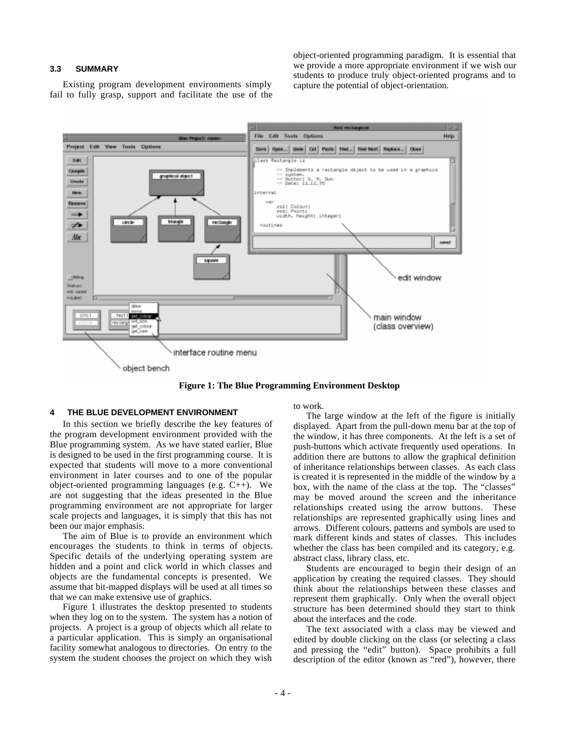### 3.3 SUMMARY

Existing program development environments simply fail to fully grasp, support and facilitate the use of the object-oriented programming paradigm. It is essential that we provide a more appropriate environment if we wish our students to produce truly object-oriented programs and to capture the potential of object-orientation.

**Figure 1: The Blue Programming Environment Desktop**

### 4 THE BLUE DEVELOPMENT ENVIRONMENT

In this section we briefly describe the key features of the program development environment provided with the Blue programming system. As we have stated earlier, Blue is designed to be used in the first programming course. It is expected that students will move to a more conventional environment in later courses and to one of the popular object-oriented programming languages (e.g. C++). We are not suggesting that the ideas presented in the Blue programming environment are not appropriate for larger scale projects and languages, it is simply that this has not been our major emphasis.

The aim of Blue is to provide an environment which encourages the students to think in terms of objects. Specific details of the underlying operating system are hidden and a point and click world in which classes and objects are the fundamental concepts is presented. We assume that bit-mapped displays will be used at all times so that we can make extensive use of graphics.

Figure 1 illustrates the desktop presented to students when they log on to the system. The system has a notion of projects. A project is a group of objects which all relate to a particular application. This is simply an organisational facility somewhat analogous to directories. On entry to the system the student chooses the project on which they wish to work.

The large window at the left of the figure is initially displayed. Apart from the pull-down menu bar at the top of the window, it has three components. At the left is a set of push-buttons which activate frequently used operations. In addition there are buttons to allow the graphical definition of inheritance relationships between classes. As each class is created it is represented in the middle of the window by a box, with the name of the class at the top. The "classes" may be moved around the screen and the inheritance relationships created using the arrow buttons. These relationships are represented graphically using lines and arrows. Different colours, patterns and symbols are used to mark different kinds and states of classes. This includes whether the class has been compiled and its category, e.g. abstract class, library class, etc.

Students are encouraged to begin their design of an application by creating the required classes. They should think about the relationships between these classes and represent them graphically. Only when the overall object structure has been determined should they start to think about the interfaces and the code.

The text associated with a class may be viewed and edited by double clicking on the class (or selecting a class and pressing the "edit" button). Space prohibits a full description of the editor (known as "red"), however, there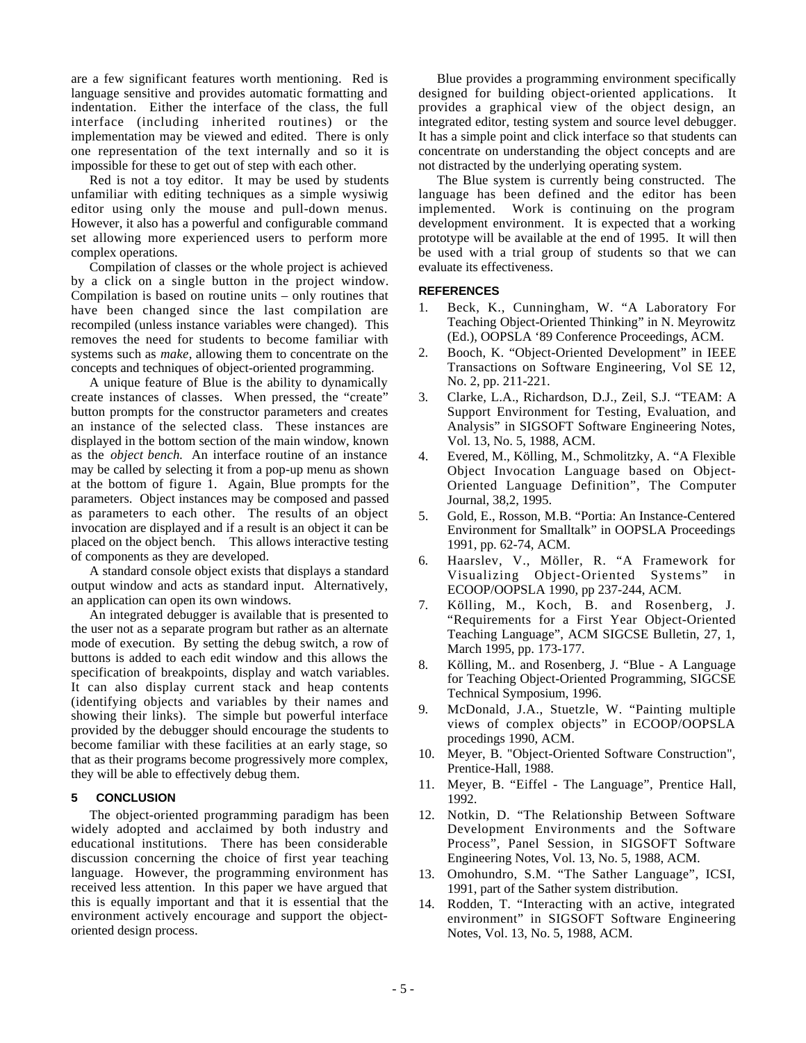are a few significant features worth mentioning. Red is language sensitive and provides automatic formatting and indentation. Either the interface of the class, the full interface (including inherited routines) or the implementation may be viewed and edited. There is only one representation of the text internally and so it is impossible for these to get out of step with each other.

Red is not a toy editor. It may be used by students unfamiliar with editing techniques as a simple wysiwig editor using only the mouse and pull-down menus. However, it also has a powerful and configurable command set allowing more experienced users to perform more complex operations.

Compilation of classes or the whole project is achieved by a click on a single button in the project window. Compilation is based on routine units – only routines that have been changed since the last compilation are recompiled (unless instance variables were changed). This removes the need for students to become familiar with systems such as *make*, allowing them to concentrate on the concepts and techniques of object-oriented programming.

A unique feature of Blue is the ability to dynamically create instances of classes. When pressed, the "create" button prompts for the constructor parameters and creates an instance of the selected class. These instances are displayed in the bottom section of the main window, known as the *object bench.* An interface routine of an instance may be called by selecting it from a pop-up menu as shown at the bottom of figure 1. Again, Blue prompts for the parameters. Object instances may be composed and passed as parameters to each other. The results of an object invocation are displayed and if a result is an object it can be placed on the object bench. This allows interactive testing of components as they are developed.

A standard console object exists that displays a standard output window and acts as standard input. Alternatively, an application can open its own windows.

An integrated debugger is available that is presented to the user not as a separate program but rather as an alternate mode of execution. By setting the debug switch, a row of buttons is added to each edit window and this allows the specification of breakpoints, display and watch variables. It can also display current stack and heap contents (identifying objects and variables by their names and showing their links). The simple but powerful interface provided by the debugger should encourage the students to become familiar with these facilities at an early stage, so that as their programs become progressively more complex, they will be able to effectively debug them.

## 5 CONCLUSION

The object-oriented programming paradigm has been widely adopted and acclaimed by both industry and educational institutions. There has been considerable discussion concerning the choice of first year teaching language. However, the programming environment has received less attention. In this paper we have argued that this is equally important and that it is essential that the environment actively encourage and support the object-oriented design process.

Blue provides a programming environment specifically designed for building object-oriented applications. It provides a graphical view of the object design, an integrated editor, testing system and source level debugger. It has a simple point and click interface so that students can concentrate on understanding the object concepts and are not distracted by the underlying operating system.

The Blue system is currently being constructed. The language has been defined and the editor has been implemented. Work is continuing on the program development environment. It is expected that a working prototype will be available at the end of 1995. It will then be used with a trial group of students so that we can evaluate its effectiveness.

## REFERENCES

1. Beck, K., Cunningham, W. "A Laboratory For Teaching Object-Oriented Thinking" in N. Meyrowitz (Ed.), OOPSLA '89 Conference Proceedings, ACM.
2. Booch, K. "Object-Oriented Development" in IEEE Transactions on Software Engineering, Vol SE 12, No. 2, pp. 211-221.
3. Clarke, L.A., Richardson, D.J., Zeil, S.J. "TEAM: A Support Environment for Testing, Evaluation, and Analysis" in SIGSOFT Software Engineering Notes, Vol. 13, No. 5, 1988, ACM.
4. Evered, M., Kölling, M., Schmolitzky, A. "A Flexible Object Invocation Language based on Object-Oriented Language Definition", The Computer Journal, 38,2, 1995.
5. Gold, E., Rosson, M.B. "Portia: An Instance-Centered Environment for Smalltalk" in OOPSLA Proceedings 1991, pp. 62-74, ACM.
6. Haarslev, V., Möller, R. "A Framework for Visualizing Object-Oriented Systems" in ECOOP/OOPSLA 1990, pp 237-244, ACM.
7. Kölling, M., Koch, B. and Rosenberg, J. "Requirements for a First Year Object-Oriented Teaching Language", ACM SIGCSE Bulletin, 27, 1, March 1995, pp. 173-177.
8. Kölling, M.. and Rosenberg, J. "Blue - A Language for Teaching Object-Oriented Programming, SIGCSE Technical Symposium, 1996.
9. McDonald, J.A., Stuetzle, W. "Painting multiple views of complex objects" in ECOOP/OOPSLA procedings 1990, ACM.
10. Meyer, B. "Object-Oriented Software Construction", Prentice-Hall, 1988.
11. Meyer, B. "Eiffel - The Language", Prentice Hall, 1992.
12. Notkin, D. "The Relationship Between Software Development Environments and the Software Process", Panel Session, in SIGSOFT Software Engineering Notes, Vol. 13, No. 5, 1988, ACM.
13. Omohundro, S.M. "The Sather Language", ICSI, 1991, part of the Sather system distribution.
14. Rodden, T. "Interacting with an active, integrated environment" in SIGSOFT Software Engineering Notes, Vol. 13, No. 5, 1988, ACM.